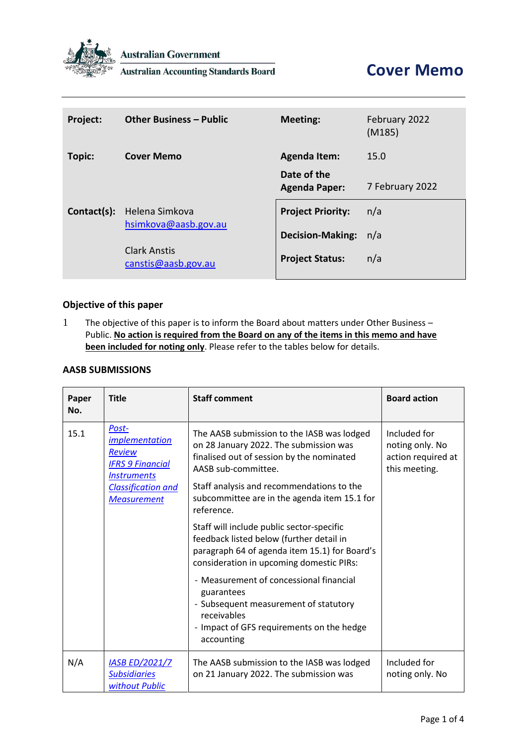Australian Government

Australian Accounting Standards Board

# Cover Memo

| **Project:** | **Other Business – Public** | **Meeting:** | February 2022 (M185) |
|---|---|---|---|
| **Topic:** | **Cover Memo** | **Agenda Item:** | 15.0 |
| | | **Date of the Agenda Paper:** | 7 February 2022 |
| **Contact(s):** | Helena Simkova hsimkova@aasb.gov.au | **Project Priority:** | n/a |
| | | **Decision-Making:** | n/a |
| | Clark Anstis canstis@aasb.gov.au | **Project Status:** | n/a |

## Objective of this paper

1 The objective of this paper is to inform the Board about matters under Other Business – Public. **No action is required from the Board on any of the items in this memo and have been included for noting only**. Please refer to the tables below for details.

## AASB SUBMISSIONS

| Paper No. | Title | Staff comment | Board action |
|---|---|---|---|
| 15.1 | *Post-implementation Review IFRS 9 Financial Instruments Classification and Measurement* | The AASB submission to the IASB was lodged on 28 January 2022. The submission was finalised out of session by the nominated AASB sub-committee.<br><br>Staff analysis and recommendations to the subcommittee are in the agenda item 15.1 for reference.<br><br>Staff will include public sector-specific feedback listed below (further detail in paragraph 64 of agenda item 15.1) for Board's consideration in upcoming domestic PIRs:<br>- Measurement of concessional financial guarantees<br>- Subsequent measurement of statutory receivables<br>- Impact of GFS requirements on the hedge accounting | Included for noting only. No action required at this meeting. |
| N/A | *IASB ED/2021/7 Subsidiaries without Public* | The AASB submission to the IASB was lodged on 21 January 2022. The submission was | Included for noting only. No |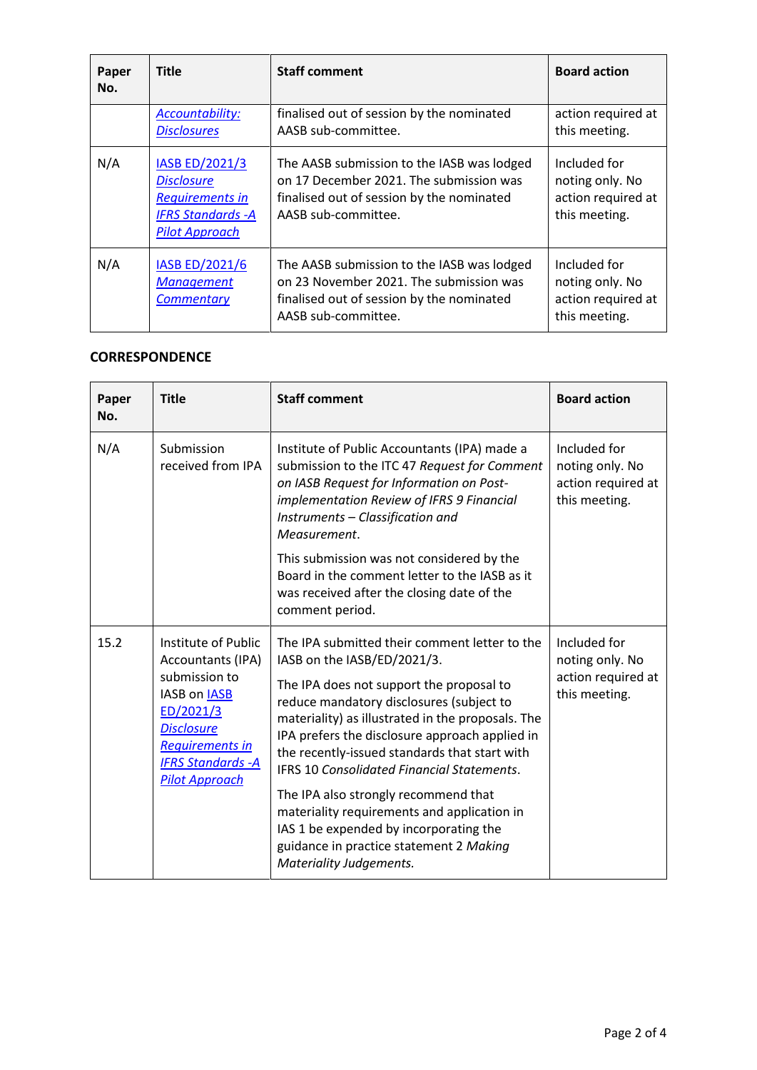| Paper No. | Title | Staff comment | Board action |
|---|---|---|---|
| | *Accountability: Disclosures* | finalised out of session by the nominated AASB sub-committee. | action required at this meeting. |
| N/A | *IASB ED/2021/3 Disclosure Requirements in IFRS Standards -A Pilot Approach* | The AASB submission to the IASB was lodged on 17 December 2021. The submission was finalised out of session by the nominated AASB sub-committee. | Included for noting only. No action required at this meeting. |
| N/A | *IASB ED/2021/6 Management Commentary* | The AASB submission to the IASB was lodged on 23 November 2021. The submission was finalised out of session by the nominated AASB sub-committee. | Included for noting only. No action required at this meeting. |

**CORRESPONDENCE**

| Paper No. | Title | Staff comment | Board action |
|---|---|---|---|
| N/A | Submission received from IPA | Institute of Public Accountants (IPA) made a submission to the ITC 47 *Request for Comment on IASB Request for Information on Post-implementation Review of IFRS 9 Financial Instruments – Classification and Measurement*.<br><br>This submission was not considered by the Board in the comment letter to the IASB as it was received after the closing date of the comment period. | Included for noting only. No action required at this meeting. |
| 15.2 | Institute of Public Accountants (IPA) submission to IASB on *IASB ED/2021/3 Disclosure Requirements in IFRS Standards -A Pilot Approach* | The IPA submitted their comment letter to the IASB on the IASB/ED/2021/3.<br><br>The IPA does not support the proposal to reduce mandatory disclosures (subject to materiality) as illustrated in the proposals. The IPA prefers the disclosure approach applied in the recently-issued standards that start with IFRS 10 *Consolidated Financial Statements*.<br><br>The IPA also strongly recommend that materiality requirements and application in IAS 1 be expended by incorporating the guidance in practice statement 2 *Making Materiality Judgements.* | Included for noting only. No action required at this meeting. |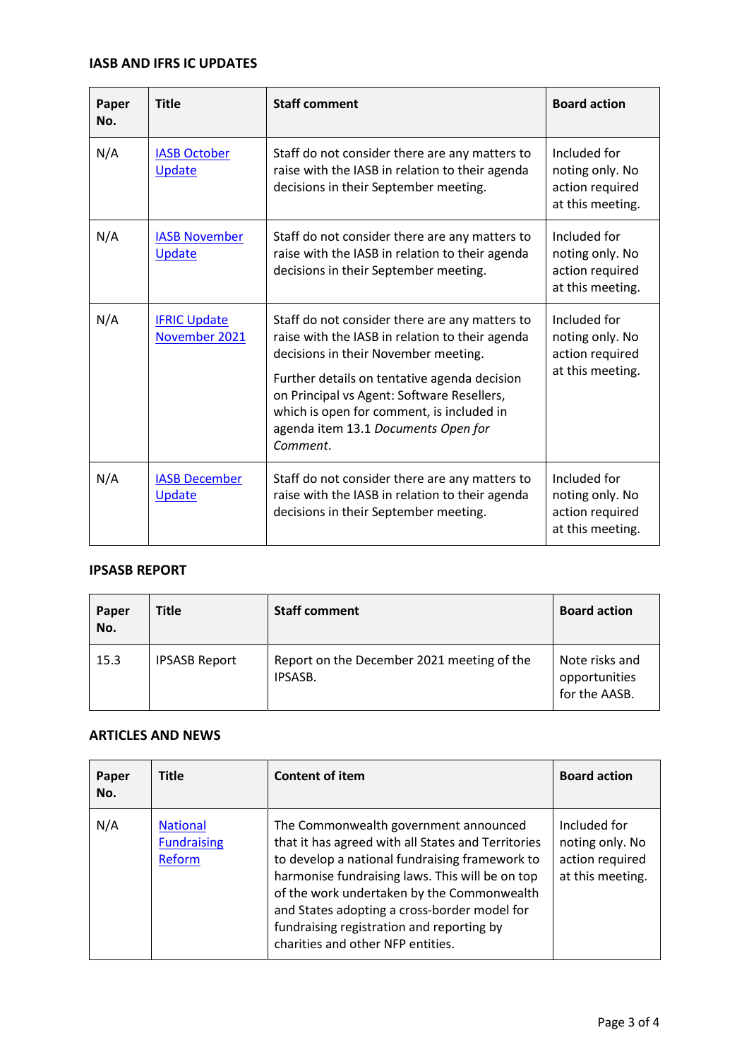### IASB AND IFRS IC UPDATES

| Paper No. | Title | Staff comment | Board action |
|---|---|---|---|
| N/A | IASB October Update | Staff do not consider there are any matters to raise with the IASB in relation to their agenda decisions in their September meeting. | Included for noting only. No action required at this meeting. |
| N/A | IASB November Update | Staff do not consider there are any matters to raise with the IASB in relation to their agenda decisions in their September meeting. | Included for noting only. No action required at this meeting. |
| N/A | IFRIC Update November 2021 | Staff do not consider there are any matters to raise with the IASB in relation to their agenda decisions in their November meeting.<br><br>Further details on tentative agenda decision on Principal vs Agent: Software Resellers, which is open for comment, is included in agenda item 13.1 *Documents Open for Comment*. | Included for noting only. No action required at this meeting. |
| N/A | IASB December Update | Staff do not consider there are any matters to raise with the IASB in relation to their agenda decisions in their September meeting. | Included for noting only. No action required at this meeting. |

### IPSASB REPORT

| Paper No. | Title | Staff comment | Board action |
|---|---|---|---|
| 15.3 | IPSASB Report | Report on the December 2021 meeting of the IPSASB. | Note risks and opportunities for the AASB. |

### ARTICLES AND NEWS

| Paper No. | Title | Content of item | Board action |
|---|---|---|---|
| N/A | National Fundraising Reform | The Commonwealth government announced that it has agreed with all States and Territories to develop a national fundraising framework to harmonise fundraising laws. This will be on top of the work undertaken by the Commonwealth and States adopting a cross-border model for fundraising registration and reporting by charities and other NFP entities. | Included for noting only. No action required at this meeting. |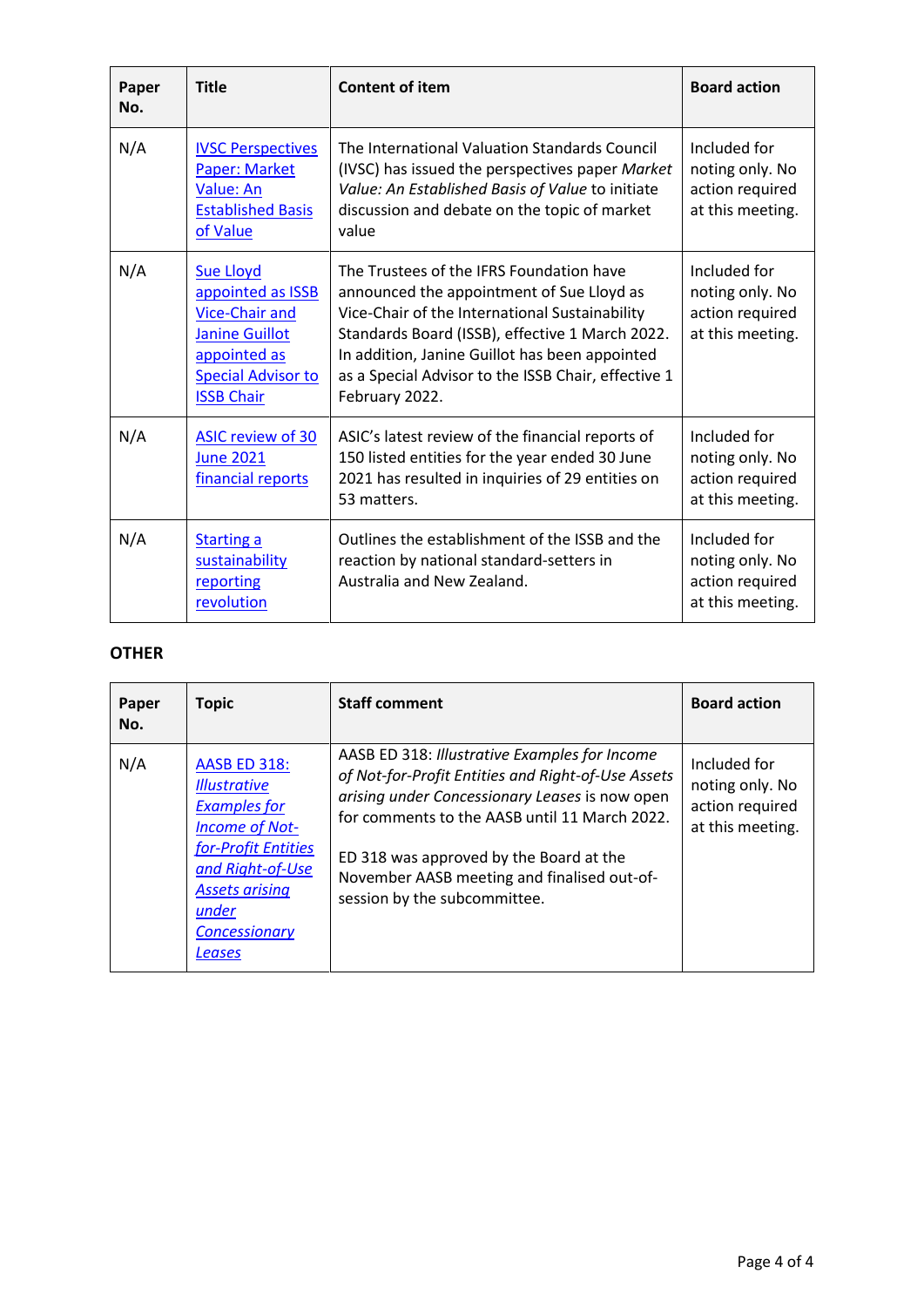| Paper No. | Title | Content of item | Board action |
|---|---|---|---|
| N/A | IVSC Perspectives Paper: Market Value: An Established Basis of Value | The International Valuation Standards Council (IVSC) has issued the perspectives paper *Market Value: An Established Basis of Value* to initiate discussion and debate on the topic of market value | Included for noting only. No action required at this meeting. |
| N/A | Sue Lloyd appointed as ISSB Vice-Chair and Janine Guillot appointed as Special Advisor to ISSB Chair | The Trustees of the IFRS Foundation have announced the appointment of Sue Lloyd as Vice-Chair of the International Sustainability Standards Board (ISSB), effective 1 March 2022. In addition, Janine Guillot has been appointed as a Special Advisor to the ISSB Chair, effective 1 February 2022. | Included for noting only. No action required at this meeting. |
| N/A | ASIC review of 30 June 2021 financial reports | ASIC's latest review of the financial reports of 150 listed entities for the year ended 30 June 2021 has resulted in inquiries of 29 entities on 53 matters. | Included for noting only. No action required at this meeting. |
| N/A | Starting a sustainability reporting revolution | Outlines the establishment of the ISSB and the reaction by national standard-setters in Australia and New Zealand. | Included for noting only. No action required at this meeting. |

## OTHER

| Paper No. | Topic | Staff comment | Board action |
|---|---|---|---|
| N/A | AASB ED 318: *Illustrative Examples for Income of Not-for-Profit Entities and Right-of-Use Assets arising under Concessionary Leases* | AASB ED 318: *Illustrative Examples for Income of Not-for-Profit Entities and Right-of-Use Assets arising under Concessionary Leases* is now open for comments to the AASB until 11 March 2022.<br><br>ED 318 was approved by the Board at the November AASB meeting and finalised out-of-session by the subcommittee. | Included for noting only. No action required at this meeting. |